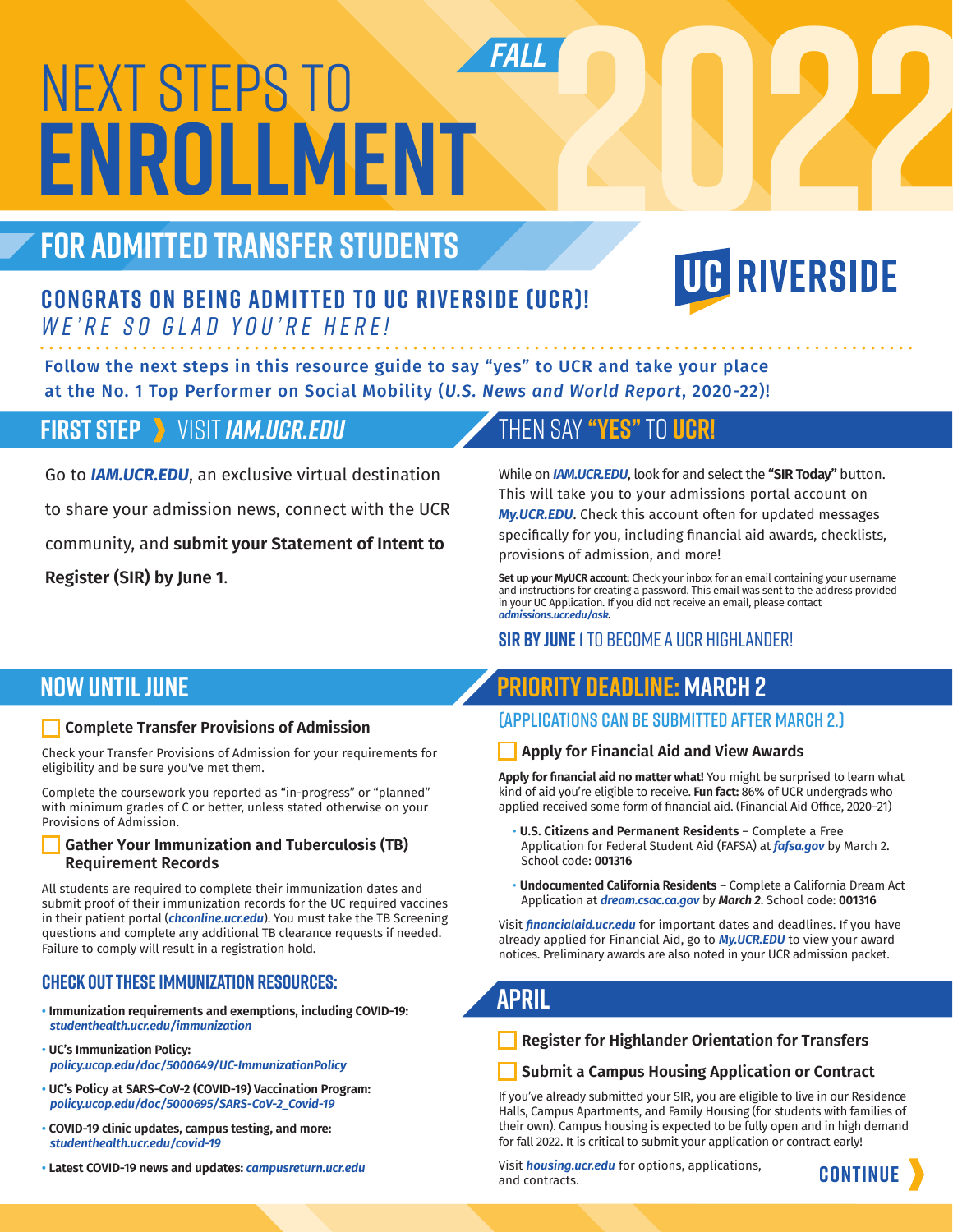# FALL 2022 NEXT STEPS TO ENROLLMENT

## FOR ADMITTED TRANSFER STUDENTS

UC RIVERSIDE

### CONGRATS ON BEING ADMITTED TO UC RIVERSIDE (UCR)!

*WE'RE SO GLAD YOU'RE HERE!*

**Follow the next steps in this resource guide to say "yes" to UCR and take your place at the No. 1 Top Performer on Social Mobility (*U.S. News and World Report*, 2020-22)!**

## FIRST STEP ❯ VISIT *IAM.UCR.EDU*

Go to ***IAM.UCR.EDU***, an exclusive virtual destination to share your admission news, connect with the UCR community, and **submit your Statement of Intent to Register (SIR) by June 1**.

## THEN SAY "YES" TO UCR!

While on ***IAM.UCR.EDU***, look for and select the **"SIR Today"** button. This will take you to your admissions portal account on ***My.UCR.EDU***. Check this account often for updated messages specifically for you, including financial aid awards, checklists, provisions of admission, and more!

**Set up your MyUCR account:** Check your inbox for an email containing your username and instructions for creating a password. This email was sent to the address provided in your UC Application. If you did not receive an email, please contact ***admissions.ucr.edu/ask***.

**SIR BY JUNE 1** TO BECOME A UCR HIGHLANDER!

## NOW UNTIL JUNE

- [ ] **Complete Transfer Provisions of Admission**

Check your Transfer Provisions of Admission for your requirements for eligibility and be sure you've met them.

Complete the coursework you reported as "in-progress" or "planned" with minimum grades of C or better, unless stated otherwise on your Provisions of Admission.

- [ ] **Gather Your Immunization and Tuberculosis (TB) Requirement Records**

All students are required to complete their immunization dates and submit proof of their immunization records for the UC required vaccines in their patient portal (***chconline.ucr.edu***). You must take the TB Screening questions and complete any additional TB clearance requests if needed. Failure to comply will result in a registration hold.

### CHECK OUT THESE IMMUNIZATION RESOURCES:

- **Immunization requirements and exemptions, including COVID-19:** ***studenthealth.ucr.edu/immunization***
- **UC's Immunization Policy:** ***policy.ucop.edu/doc/5000649/UC-ImmunizationPolicy***
- **UC's Policy at SARS-CoV-2 (COVID-19) Vaccination Program:** ***policy.ucop.edu/doc/5000695/SARS-CoV-2_Covid-19***
- **COVID-19 clinic updates, campus testing, and more:** ***studenthealth.ucr.edu/covid-19***
- **Latest COVID-19 news and updates:** ***campusreturn.ucr.edu***

## PRIORITY DEADLINE: MARCH 2

### (APPLICATIONS CAN BE SUBMITTED AFTER MARCH 2.)

- [ ] **Apply for Financial Aid and View Awards**

**Apply for financial aid no matter what!** You might be surprised to learn what kind of aid you're eligible to receive. **Fun fact:** 86% of UCR undergrads who applied received some form of financial aid. (Financial Aid Office, 2020–21)

- **U.S. Citizens and Permanent Residents** – Complete a Free Application for Federal Student Aid (FAFSA) at ***fafsa.gov*** by March 2. School code: **001316**
- **Undocumented California Residents** – Complete a California Dream Act Application at ***dream.csac.ca.gov*** by ***March 2***. School code: **001316**

Visit ***financialaid.ucr.edu*** for important dates and deadlines. If you have already applied for Financial Aid, go to ***My.UCR.EDU*** to view your award notices. Preliminary awards are also noted in your UCR admission packet.

## APRIL

- [ ] **Register for Highlander Orientation for Transfers**
- [ ] **Submit a Campus Housing Application or Contract**

If you've already submitted your SIR, you are eligible to live in our Residence Halls, Campus Apartments, and Family Housing (for students with families of their own). Campus housing is expected to be fully open and in high demand for fall 2022. It is critical to submit your application or contract early!

Visit ***housing.ucr.edu*** for options, applications, and contracts.

CONTINUE ❯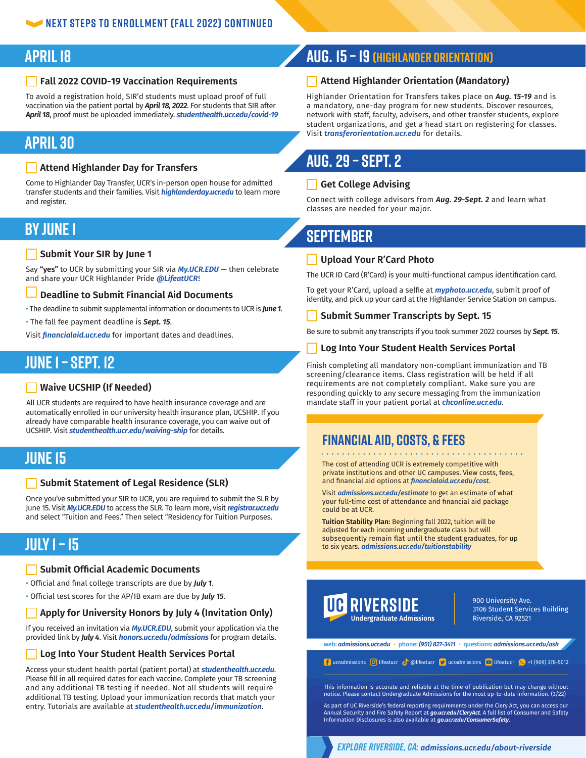NEXT STEPS TO ENROLLMENT (FALL 2022) CONTINUED

## APRIL 18

### Fall 2022 COVID-19 Vaccination Requirements

To avoid a registration hold, SIR'd students must upload proof of full vaccination via the patient portal by ***April 18, 2022***. For students that SIR after ***April 18***, proof must be uploaded immediately. ***studenthealth.ucr.edu/covid-19***

## APRIL 30

### Attend Highlander Day for Transfers

Come to Highlander Day Transfer, UCR's in-person open house for admitted transfer students and their families. Visit ***highlanderday.ucr.edu*** to learn more and register.

## BY JUNE 1

### Submit Your SIR by June 1

Say **"yes"** to UCR by submitting your SIR via ***My.UCR.EDU*** — then celebrate and share your UCR Highlander Pride ***@LifeatUCR***!

### Deadline to Submit Financial Aid Documents

- The deadline to submit supplemental information or documents to UCR is ***June 1***.
- The fall fee payment deadline is ***Sept. 15***.

Visit ***financialaid.ucr.edu*** for important dates and deadlines.

## JUNE 1 – SEPT. 12

### Waive UCSHIP (If Needed)

All UCR students are required to have health insurance coverage and are automatically enrolled in our university health insurance plan, UCSHIP. If you already have comparable health insurance coverage, you can waive out of UCSHIP. Visit ***studenthealth.ucr.edu/waiving-ship*** for details.

## JUNE 15

### Submit Statement of Legal Residence (SLR)

Once you've submitted your SIR to UCR, you are required to submit the SLR by June 15. Visit ***My.UCR.EDU*** to access the SLR. To learn more, visit ***registrar.ucr.edu*** and select "Tuition and Fees." Then select "Residency for Tuition Purposes."

## JULY 1 – 15

### Submit Official Academic Documents

- Official and final college transcripts are due by ***July 1***.
- Official test scores for the AP/IB exam are due by ***July 15***.

### Apply for University Honors by July 4 (Invitation Only)

If you received an invitation via ***My.UCR.EDU***, submit your application via the provided link by ***July 4***. Visit ***honors.ucr.edu/admissions*** for program details.

### Log Into Your Student Health Services Portal

Access your student health portal (patient portal) at ***studenthealth.ucr.edu***. Please fill in all required dates for each vaccine. Complete your TB screening and any additional TB testing if needed. Not all students will require additional TB testing. Upload your immunization records that match your entry. Tutorials are available at ***studenthealth.ucr.edu/immunization***.

## AUG. 15 – 19 (HIGHLANDER ORIENTATION)

### Attend Highlander Orientation (Mandatory)

Highlander Orientation for Transfers takes place on ***Aug. 15-19*** and is a mandatory, one-day program for new students. Discover resources, network with staff, faculty, advisers, and other transfer students, explore student organizations, and get a head start on registering for classes. Visit ***transferorientation.ucr.edu*** for details.

## AUG. 29 – SEPT. 2

### Get College Advising

Connect with college advisors from ***Aug. 29-Sept. 2*** and learn what classes are needed for your major.

## SEPTEMBER

### Upload Your R'Card Photo

The UCR ID Card (R'Card) is your multi-functional campus identification card.

To get your R'Card, upload a selfie at ***myphoto.ucr.edu***, submit proof of identity, and pick up your card at the Highlander Service Station on campus.

### Submit Summer Transcripts by Sept. 15

Be sure to submit any transcripts if you took summer 2022 courses by ***Sept. 15***.

### Log Into Your Student Health Services Portal

Finish completing all mandatory non-compliant immunization and TB screening/clearance items. Class registration will be held if all requirements are not completely compliant. Make sure you are responding quickly to any secure messaging from the immunization mandate staff in your patient portal at ***chconline.ucr.edu***.

## FINANCIAL AID, COSTS, & FEES

The cost of attending UCR is extremely competitive with private institutions and other UC campuses. View costs, fees, and financial aid options at ***financialaid.ucr.edu/cost***.

Visit ***admissions.ucr.edu/estimate*** to get an estimate of what your full-time cost of attendance and financial aid package could be at UCR.

**Tuition Stability Plan:** Beginning fall 2022, tuition will be adjusted for each incoming undergraduate class but will subsequently remain flat until the student graduates, for up to six years. ***admissions.ucr.edu/tuitionstability***

UC RIVERSIDE
Undergraduate Admissions

900 University Ave.
3106 Student Services Building
Riverside, CA 92521

web: ***admissions.ucr.edu*** • phone: ***(951) 827-3411*** • questions: ***admissions.ucr.edu/ask***

ucradmissions • lifeatucr • @lifeatucr • ucradmissions • lifeatucr • +1 (909) 378-5012

This information is accurate and reliable at the time of publication but may change without notice. Please contact Undergraduate Admissions for the most up-to-date information. (3/22)

As part of UC Riverside's federal reporting requirements under the Clery Act, you can access our Annual Security and Fire Safety Report at ***go.ucr.edu/CleryAct***. A full list of Consumer and Safety Information Disclosures is also available at ***go.ucr.edu/ConsumerSafety***.

*EXPLORE RIVERSIDE, CA:* ***admissions.ucr.edu/about-riverside***